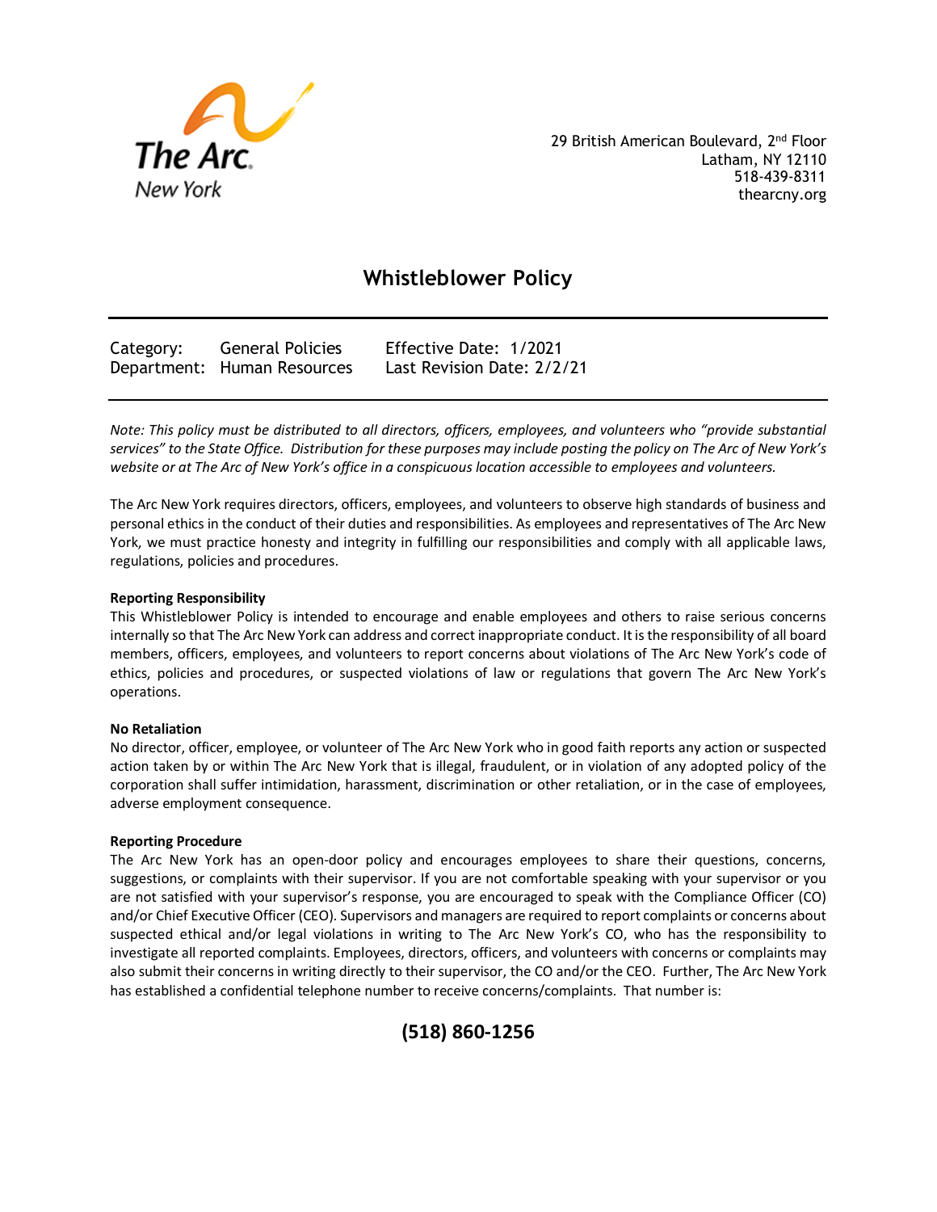The Arc New York

29 British American Boulevard, 2nd Floor
Latham, NY 12110
518-439-8311
thearcny.org

# Whistleblower Policy

| Category: | General Policies | Effective Date: 1/2021 |
|---|---|---|
| Department: | Human Resources | Last Revision Date: 2/2/21 |

*Note: This policy must be distributed to all directors, officers, employees, and volunteers who "provide substantial services" to the State Office. Distribution for these purposes may include posting the policy on The Arc of New York's website or at The Arc of New York's office in a conspicuous location accessible to employees and volunteers.*

The Arc New York requires directors, officers, employees, and volunteers to observe high standards of business and personal ethics in the conduct of their duties and responsibilities. As employees and representatives of The Arc New York, we must practice honesty and integrity in fulfilling our responsibilities and comply with all applicable laws, regulations, policies and procedures.

**Reporting Responsibility**

This Whistleblower Policy is intended to encourage and enable employees and others to raise serious concerns internally so that The Arc New York can address and correct inappropriate conduct. It is the responsibility of all board members, officers, employees, and volunteers to report concerns about violations of The Arc New York's code of ethics, policies and procedures, or suspected violations of law or regulations that govern The Arc New York's operations.

**No Retaliation**

No director, officer, employee, or volunteer of The Arc New York who in good faith reports any action or suspected action taken by or within The Arc New York that is illegal, fraudulent, or in violation of any adopted policy of the corporation shall suffer intimidation, harassment, discrimination or other retaliation, or in the case of employees, adverse employment consequence.

**Reporting Procedure**

The Arc New York has an open-door policy and encourages employees to share their questions, concerns, suggestions, or complaints with their supervisor. If you are not comfortable speaking with your supervisor or you are not satisfied with your supervisor's response, you are encouraged to speak with the Compliance Officer (CO) and/or Chief Executive Officer (CEO). Supervisors and managers are required to report complaints or concerns about suspected ethical and/or legal violations in writing to The Arc New York's CO, who has the responsibility to investigate all reported complaints. Employees, directors, officers, and volunteers with concerns or complaints may also submit their concerns in writing directly to their supervisor, the CO and/or the CEO. Further, The Arc New York has established a confidential telephone number to receive concerns/complaints. That number is:

**(518) 860-1256**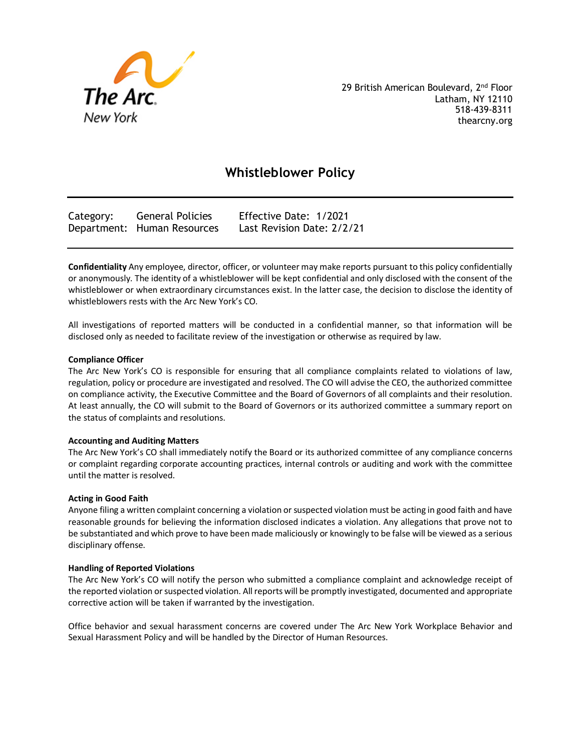29 British American Boulevard, 2nd Floor
Latham, NY 12110
518-439-8311
thearcny.org

# Whistleblower Policy

| | | |
|---|---|---|
| Category: | General Policies | Effective Date: 1/2021 |
| Department: | Human Resources | Last Revision Date: 2/2/21 |

**Confidentiality** Any employee, director, officer, or volunteer may make reports pursuant to this policy confidentially or anonymously. The identity of a whistleblower will be kept confidential and only disclosed with the consent of the whistleblower or when extraordinary circumstances exist. In the latter case, the decision to disclose the identity of whistleblowers rests with the Arc New York's CO.

All investigations of reported matters will be conducted in a confidential manner, so that information will be disclosed only as needed to facilitate review of the investigation or otherwise as required by law.

**Compliance Officer**
The Arc New York's CO is responsible for ensuring that all compliance complaints related to violations of law, regulation, policy or procedure are investigated and resolved. The CO will advise the CEO, the authorized committee on compliance activity, the Executive Committee and the Board of Governors of all complaints and their resolution. At least annually, the CO will submit to the Board of Governors or its authorized committee a summary report on the status of complaints and resolutions.

**Accounting and Auditing Matters**
The Arc New York's CO shall immediately notify the Board or its authorized committee of any compliance concerns or complaint regarding corporate accounting practices, internal controls or auditing and work with the committee until the matter is resolved.

**Acting in Good Faith**
Anyone filing a written complaint concerning a violation or suspected violation must be acting in good faith and have reasonable grounds for believing the information disclosed indicates a violation. Any allegations that prove not to be substantiated and which prove to have been made maliciously or knowingly to be false will be viewed as a serious disciplinary offense.

**Handling of Reported Violations**
The Arc New York's CO will notify the person who submitted a compliance complaint and acknowledge receipt of the reported violation or suspected violation. All reports will be promptly investigated, documented and appropriate corrective action will be taken if warranted by the investigation.

Office behavior and sexual harassment concerns are covered under The Arc New York Workplace Behavior and Sexual Harassment Policy and will be handled by the Director of Human Resources.